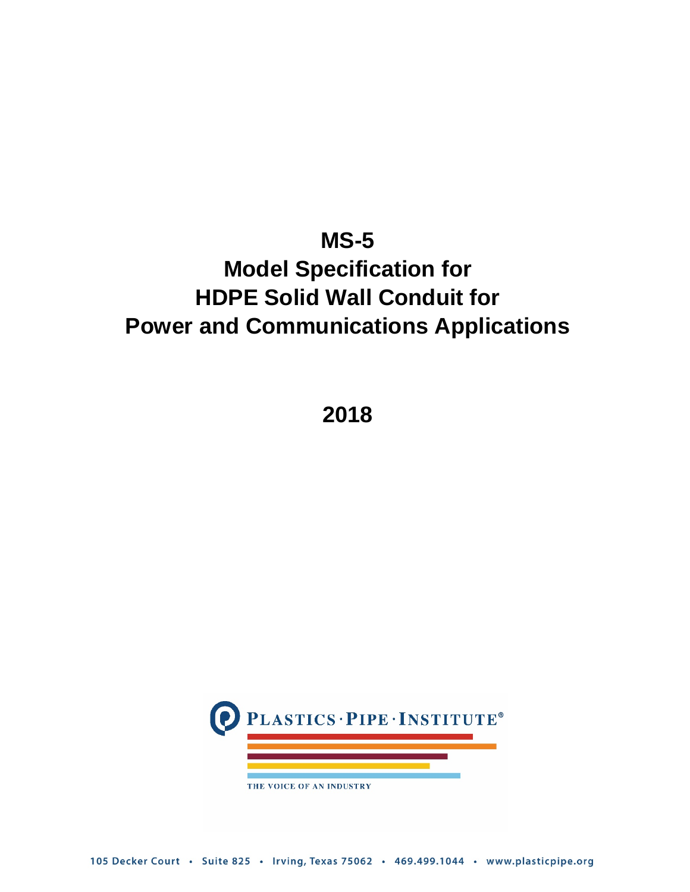# MS-5
# Model Specification for HDPE Solid Wall Conduit for Power and Communications Applications

**2018**

PLASTICS · PIPE · INSTITUTE®

THE VOICE OF AN INDUSTRY

105 Decker Court • Suite 825 • Irving, Texas 75062 • 469.499.1044 • www.plasticpipe.org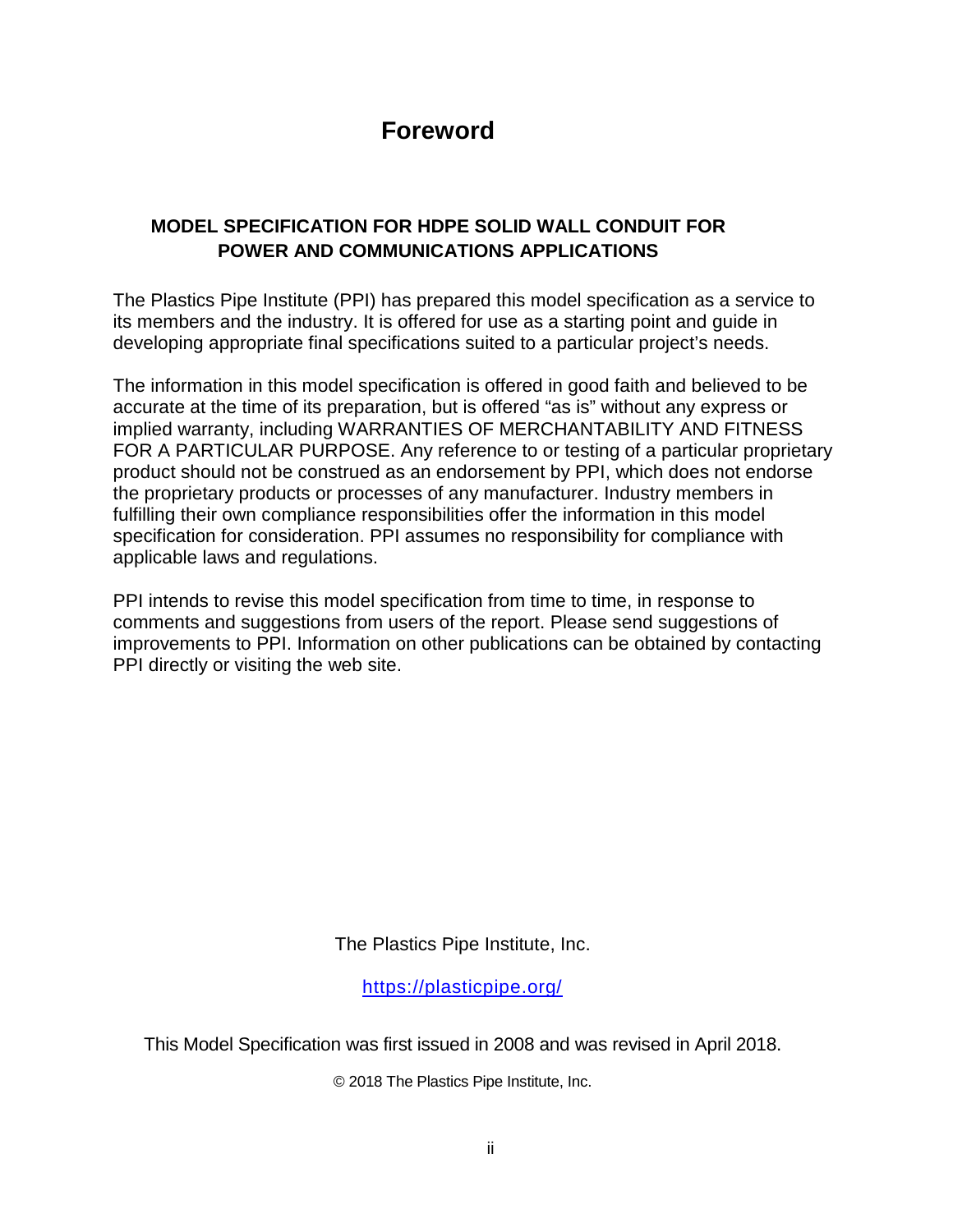# Foreword

**MODEL SPECIFICATION FOR HDPE SOLID WALL CONDUIT FOR POWER AND COMMUNICATIONS APPLICATIONS**

The Plastics Pipe Institute (PPI) has prepared this model specification as a service to its members and the industry. It is offered for use as a starting point and guide in developing appropriate final specifications suited to a particular project's needs.

The information in this model specification is offered in good faith and believed to be accurate at the time of its preparation, but is offered "as is" without any express or implied warranty, including WARRANTIES OF MERCHANTABILITY AND FITNESS FOR A PARTICULAR PURPOSE. Any reference to or testing of a particular proprietary product should not be construed as an endorsement by PPI, which does not endorse the proprietary products or processes of any manufacturer. Industry members in fulfilling their own compliance responsibilities offer the information in this model specification for consideration. PPI assumes no responsibility for compliance with applicable laws and regulations.

PPI intends to revise this model specification from time to time, in response to comments and suggestions from users of the report. Please send suggestions of improvements to PPI. Information on other publications can be obtained by contacting PPI directly or visiting the web site.

The Plastics Pipe Institute, Inc.

https://plasticpipe.org/

This Model Specification was first issued in 2008 and was revised in April 2018.

© 2018 The Plastics Pipe Institute, Inc.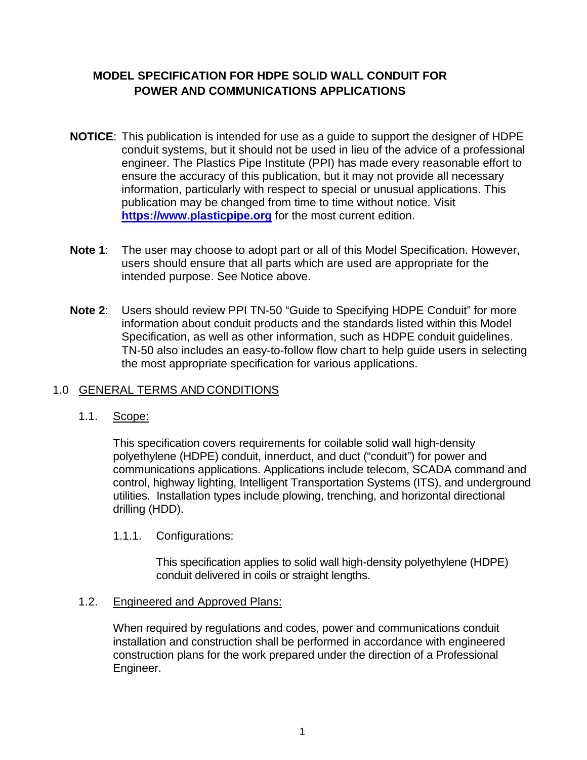# MODEL SPECIFICATION FOR HDPE SOLID WALL CONDUIT FOR POWER AND COMMUNICATIONS APPLICATIONS

**NOTICE**: This publication is intended for use as a guide to support the designer of HDPE conduit systems, but it should not be used in lieu of the advice of a professional engineer. The Plastics Pipe Institute (PPI) has made every reasonable effort to ensure the accuracy of this publication, but it may not provide all necessary information, particularly with respect to special or unusual applications. This publication may be changed from time to time without notice. Visit **[https://www.plasticpipe.org](https://www.plasticpipe.org)** for the most current edition.

**Note 1**: The user may choose to adopt part or all of this Model Specification. However, users should ensure that all parts which are used are appropriate for the intended purpose. See Notice above.

**Note 2**: Users should review PPI TN-50 "Guide to Specifying HDPE Conduit" for more information about conduit products and the standards listed within this Model Specification, as well as other information, such as HDPE conduit guidelines. TN-50 also includes an easy-to-follow flow chart to help guide users in selecting the most appropriate specification for various applications.

## 1.0 GENERAL TERMS AND CONDITIONS

### 1.1. Scope:

This specification covers requirements for coilable solid wall high-density polyethylene (HDPE) conduit, innerduct, and duct ("conduit") for power and communications applications. Applications include telecom, SCADA command and control, highway lighting, Intelligent Transportation Systems (ITS), and underground utilities. Installation types include plowing, trenching, and horizontal directional drilling (HDD).

#### 1.1.1. Configurations:

This specification applies to solid wall high-density polyethylene (HDPE) conduit delivered in coils or straight lengths.

### 1.2. Engineered and Approved Plans:

When required by regulations and codes, power and communications conduit installation and construction shall be performed in accordance with engineered construction plans for the work prepared under the direction of a Professional Engineer.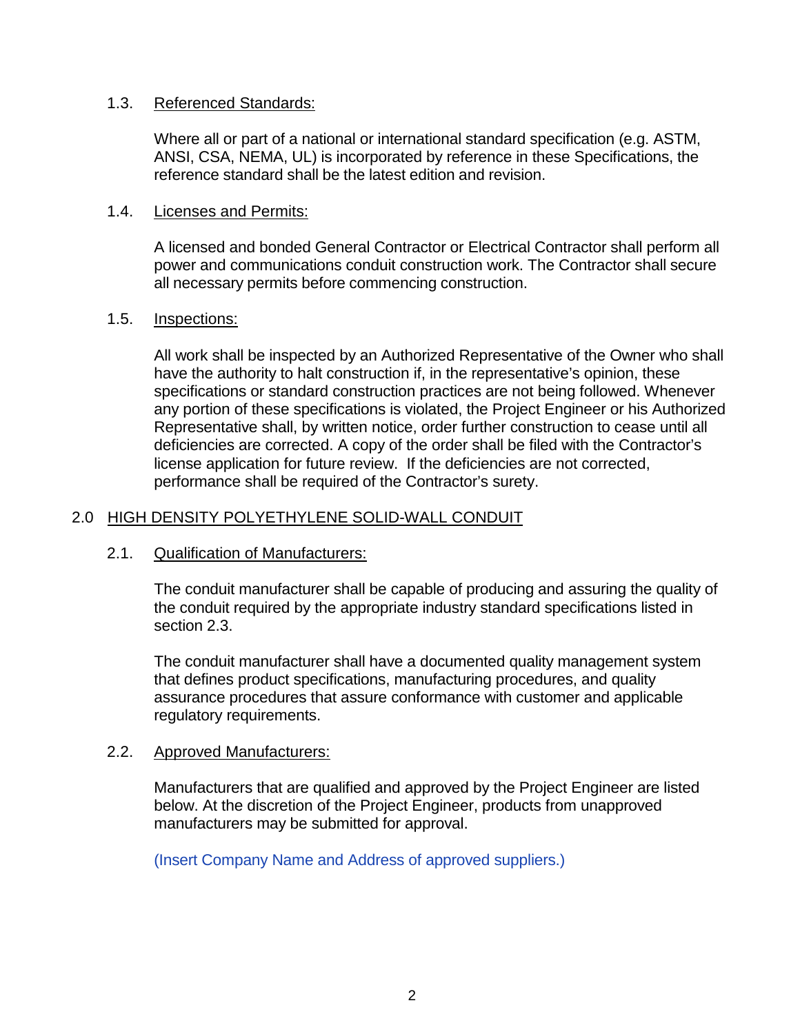### 1.3. Referenced Standards:

Where all or part of a national or international standard specification (e.g. ASTM, ANSI, CSA, NEMA, UL) is incorporated by reference in these Specifications, the reference standard shall be the latest edition and revision.

### 1.4. Licenses and Permits:

A licensed and bonded General Contractor or Electrical Contractor shall perform all power and communications conduit construction work. The Contractor shall secure all necessary permits before commencing construction.

### 1.5. Inspections:

All work shall be inspected by an Authorized Representative of the Owner who shall have the authority to halt construction if, in the representative's opinion, these specifications or standard construction practices are not being followed. Whenever any portion of these specifications is violated, the Project Engineer or his Authorized Representative shall, by written notice, order further construction to cease until all deficiencies are corrected. A copy of the order shall be filed with the Contractor's license application for future review. If the deficiencies are not corrected, performance shall be required of the Contractor's surety.

## 2.0 HIGH DENSITY POLYETHYLENE SOLID-WALL CONDUIT

### 2.1. Qualification of Manufacturers:

The conduit manufacturer shall be capable of producing and assuring the quality of the conduit required by the appropriate industry standard specifications listed in section 2.3.

The conduit manufacturer shall have a documented quality management system that defines product specifications, manufacturing procedures, and quality assurance procedures that assure conformance with customer and applicable regulatory requirements.

### 2.2. Approved Manufacturers:

Manufacturers that are qualified and approved by the Project Engineer are listed below. At the discretion of the Project Engineer, products from unapproved manufacturers may be submitted for approval.

(Insert Company Name and Address of approved suppliers.)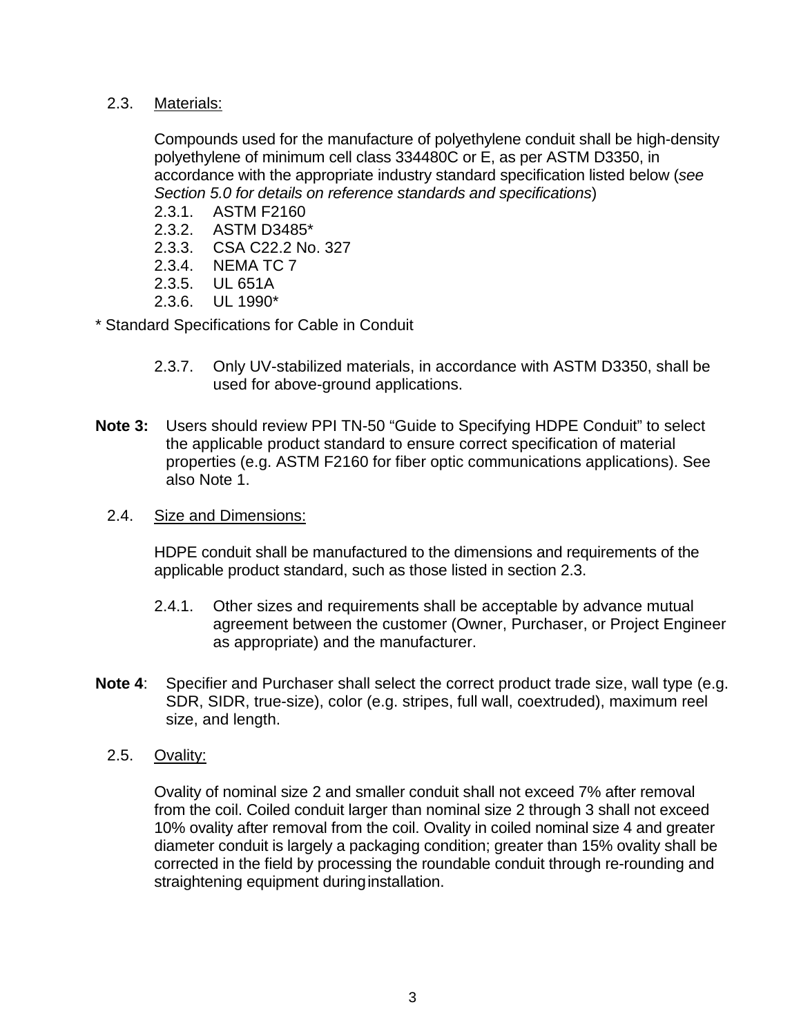## 2.3. Materials:

Compounds used for the manufacture of polyethylene conduit shall be high-density polyethylene of minimum cell class 334480C or E, as per ASTM D3350, in accordance with the appropriate industry standard specification listed below (*see Section 5.0 for details on reference standards and specifications*)

2.3.1. ASTM F2160
2.3.2. ASTM D3485*
2.3.3. CSA C22.2 No. 327
2.3.4. NEMA TC 7
2.3.5. UL 651A
2.3.6. UL 1990*

* Standard Specifications for Cable in Conduit

2.3.7. Only UV-stabilized materials, in accordance with ASTM D3350, shall be used for above-ground applications.

**Note 3:** Users should review PPI TN-50 “Guide to Specifying HDPE Conduit” to select the applicable product standard to ensure correct specification of material properties (e.g. ASTM F2160 for fiber optic communications applications). See also Note 1.

## 2.4. Size and Dimensions:

HDPE conduit shall be manufactured to the dimensions and requirements of the applicable product standard, such as those listed in section 2.3.

2.4.1. Other sizes and requirements shall be acceptable by advance mutual agreement between the customer (Owner, Purchaser, or Project Engineer as appropriate) and the manufacturer.

**Note 4**: Specifier and Purchaser shall select the correct product trade size, wall type (e.g. SDR, SIDR, true-size), color (e.g. stripes, full wall, coextruded), maximum reel size, and length.

## 2.5. Ovality:

Ovality of nominal size 2 and smaller conduit shall not exceed 7% after removal from the coil. Coiled conduit larger than nominal size 2 through 3 shall not exceed 10% ovality after removal from the coil. Ovality in coiled nominal size 4 and greater diameter conduit is largely a packaging condition; greater than 15% ovality shall be corrected in the field by processing the roundable conduit through re-rounding and straightening equipment during installation.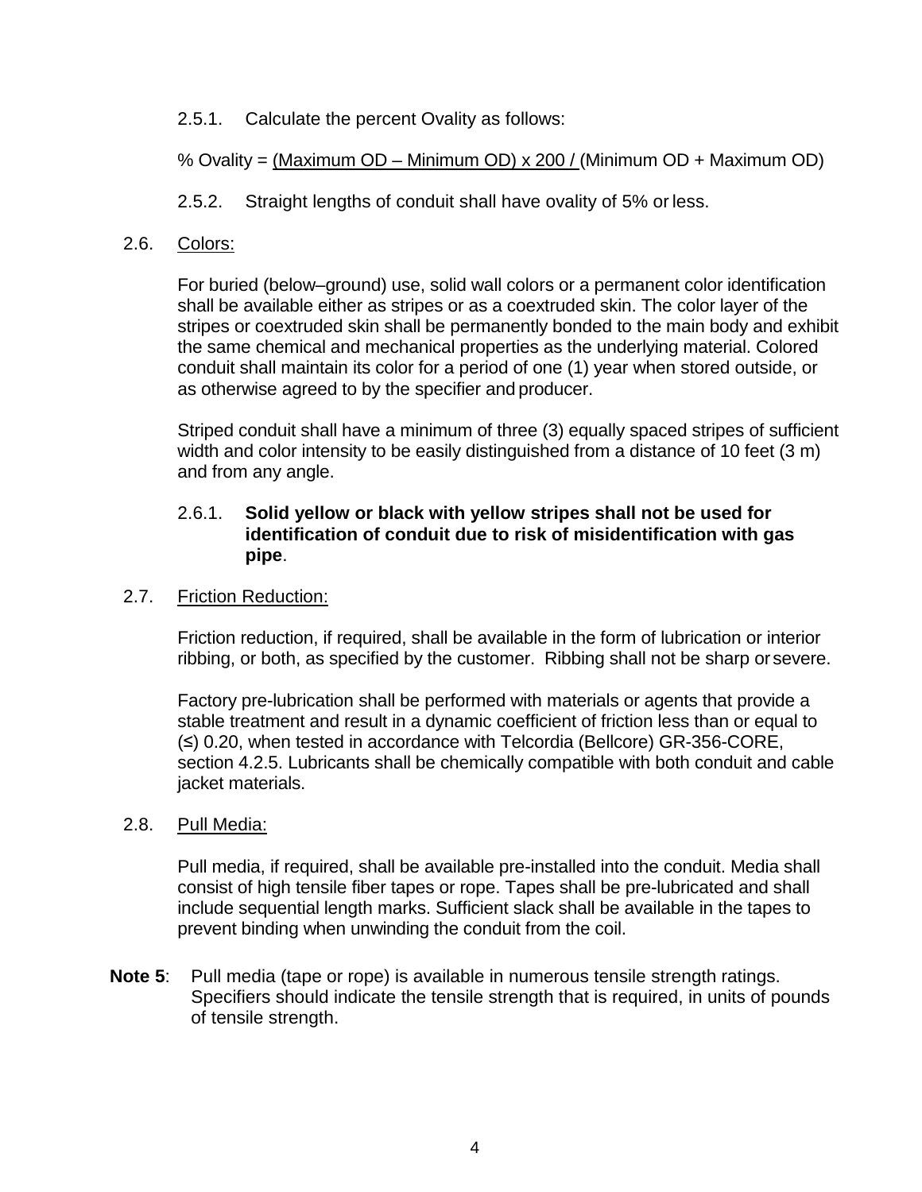2.5.1. Calculate the percent Ovality as follows:

% Ovality = (Maximum OD – Minimum OD) x 200 / (Minimum OD + Maximum OD)

2.5.2. Straight lengths of conduit shall have ovality of 5% or less.

2.6. Colors:

For buried (below–ground) use, solid wall colors or a permanent color identification shall be available either as stripes or as a coextruded skin. The color layer of the stripes or coextruded skin shall be permanently bonded to the main body and exhibit the same chemical and mechanical properties as the underlying material. Colored conduit shall maintain its color for a period of one (1) year when stored outside, or as otherwise agreed to by the specifier and producer.

Striped conduit shall have a minimum of three (3) equally spaced stripes of sufficient width and color intensity to be easily distinguished from a distance of 10 feet (3 m) and from any angle.

2.6.1. **Solid yellow or black with yellow stripes shall not be used for identification of conduit due to risk of misidentification with gas pipe**.

2.7. Friction Reduction:

Friction reduction, if required, shall be available in the form of lubrication or interior ribbing, or both, as specified by the customer. Ribbing shall not be sharp or severe.

Factory pre-lubrication shall be performed with materials or agents that provide a stable treatment and result in a dynamic coefficient of friction less than or equal to (≤) 0.20, when tested in accordance with Telcordia (Bellcore) GR-356-CORE, section 4.2.5. Lubricants shall be chemically compatible with both conduit and cable jacket materials.

2.8. Pull Media:

Pull media, if required, shall be available pre-installed into the conduit. Media shall consist of high tensile fiber tapes or rope. Tapes shall be pre-lubricated and shall include sequential length marks. Sufficient slack shall be available in the tapes to prevent binding when unwinding the conduit from the coil.

**Note 5**: Pull media (tape or rope) is available in numerous tensile strength ratings. Specifiers should indicate the tensile strength that is required, in units of pounds of tensile strength.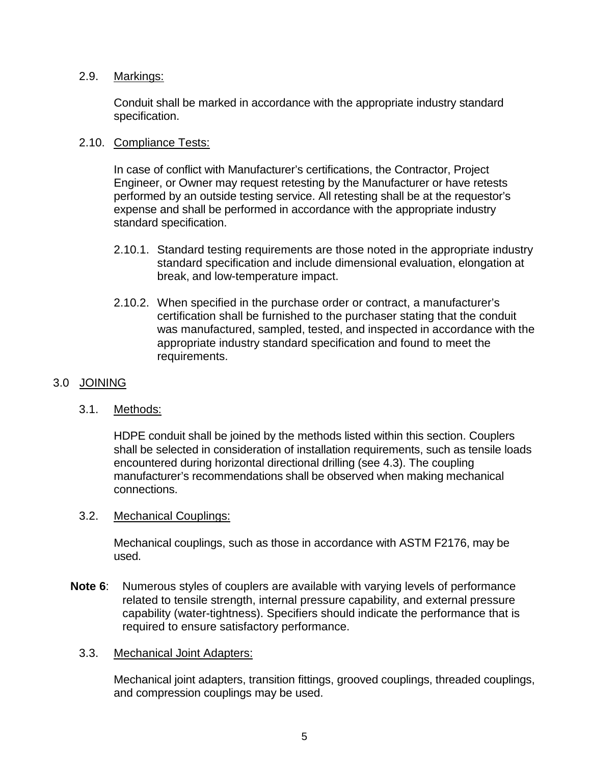### 2.9. Markings:

Conduit shall be marked in accordance with the appropriate industry standard specification.

### 2.10. Compliance Tests:

In case of conflict with Manufacturer's certifications, the Contractor, Project Engineer, or Owner may request retesting by the Manufacturer or have retests performed by an outside testing service. All retesting shall be at the requestor's expense and shall be performed in accordance with the appropriate industry standard specification.

2.10.1. Standard testing requirements are those noted in the appropriate industry standard specification and include dimensional evaluation, elongation at break, and low-temperature impact.

2.10.2. When specified in the purchase order or contract, a manufacturer's certification shall be furnished to the purchaser stating that the conduit was manufactured, sampled, tested, and inspected in accordance with the appropriate industry standard specification and found to meet the requirements.

## 3.0 JOINING

### 3.1. Methods:

HDPE conduit shall be joined by the methods listed within this section. Couplers shall be selected in consideration of installation requirements, such as tensile loads encountered during horizontal directional drilling (see 4.3). The coupling manufacturer's recommendations shall be observed when making mechanical connections.

### 3.2. Mechanical Couplings:

Mechanical couplings, such as those in accordance with ASTM F2176, may be used.

**Note 6**: Numerous styles of couplers are available with varying levels of performance related to tensile strength, internal pressure capability, and external pressure capability (water-tightness). Specifiers should indicate the performance that is required to ensure satisfactory performance.

### 3.3. Mechanical Joint Adapters:

Mechanical joint adapters, transition fittings, grooved couplings, threaded couplings, and compression couplings may be used.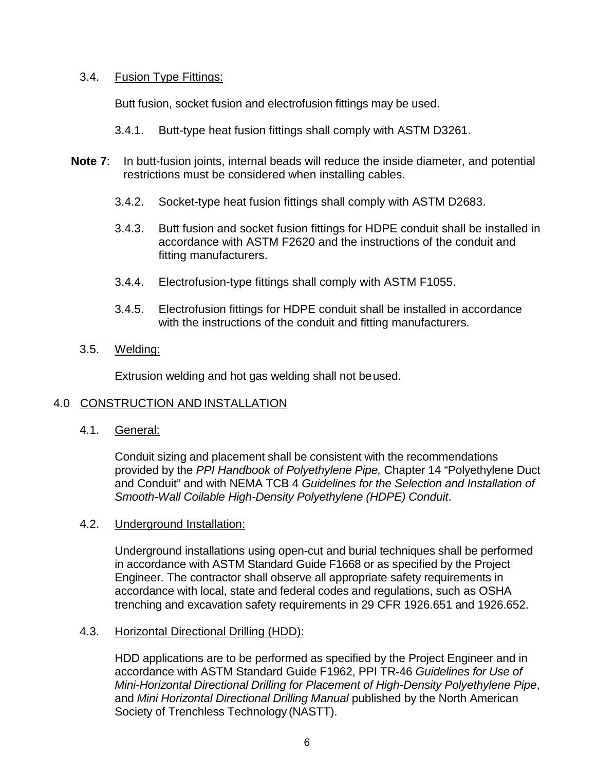### 3.4. Fusion Type Fittings:

Butt fusion, socket fusion and electrofusion fittings may be used.

3.4.1. Butt-type heat fusion fittings shall comply with ASTM D3261.

**Note 7**: In butt-fusion joints, internal beads will reduce the inside diameter, and potential restrictions must be considered when installing cables.

3.4.2. Socket-type heat fusion fittings shall comply with ASTM D2683.

3.4.3. Butt fusion and socket fusion fittings for HDPE conduit shall be installed in accordance with ASTM F2620 and the instructions of the conduit and fitting manufacturers.

3.4.4. Electrofusion-type fittings shall comply with ASTM F1055.

3.4.5. Electrofusion fittings for HDPE conduit shall be installed in accordance with the instructions of the conduit and fitting manufacturers.

### 3.5. Welding:

Extrusion welding and hot gas welding shall not be used.

## 4.0 CONSTRUCTION AND INSTALLATION

### 4.1. General:

Conduit sizing and placement shall be consistent with the recommendations provided by the *PPI Handbook of Polyethylene Pipe,* Chapter 14 "Polyethylene Duct and Conduit" and with NEMA TCB 4 *Guidelines for the Selection and Installation of Smooth-Wall Coilable High-Density Polyethylene (HDPE) Conduit*.

### 4.2. Underground Installation:

Underground installations using open-cut and burial techniques shall be performed in accordance with ASTM Standard Guide F1668 or as specified by the Project Engineer. The contractor shall observe all appropriate safety requirements in accordance with local, state and federal codes and regulations, such as OSHA trenching and excavation safety requirements in 29 CFR 1926.651 and 1926.652.

### 4.3. Horizontal Directional Drilling (HDD):

HDD applications are to be performed as specified by the Project Engineer and in accordance with ASTM Standard Guide F1962, PPI TR-46 *Guidelines for Use of Mini-Horizontal Directional Drilling for Placement of High-Density Polyethylene Pipe*, and *Mini Horizontal Directional Drilling Manual* published by the North American Society of Trenchless Technology (NASTT).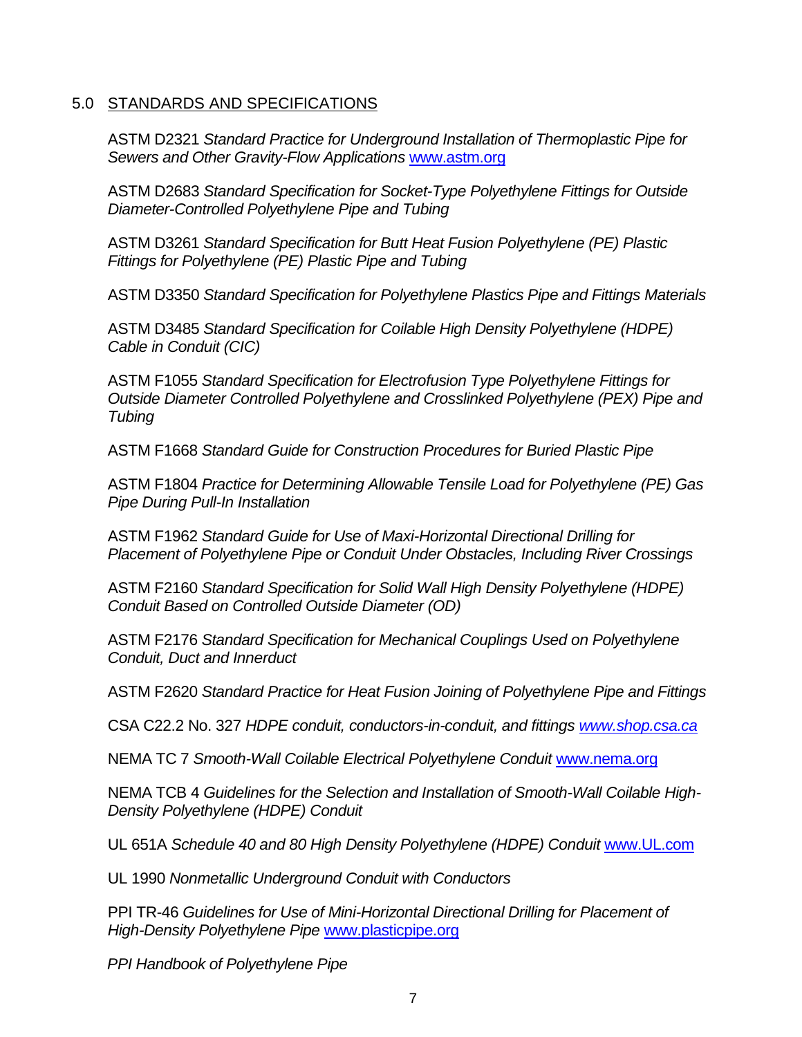## 5.0 STANDARDS AND SPECIFICATIONS

ASTM D2321 *Standard Practice for Underground Installation of Thermoplastic Pipe for Sewers and Other Gravity-Flow Applications* www.astm.org

ASTM D2683 *Standard Specification for Socket-Type Polyethylene Fittings for Outside Diameter-Controlled Polyethylene Pipe and Tubing*

ASTM D3261 *Standard Specification for Butt Heat Fusion Polyethylene (PE) Plastic Fittings for Polyethylene (PE) Plastic Pipe and Tubing*

ASTM D3350 *Standard Specification for Polyethylene Plastics Pipe and Fittings Materials*

ASTM D3485 *Standard Specification for Coilable High Density Polyethylene (HDPE) Cable in Conduit (CIC)*

ASTM F1055 *Standard Specification for Electrofusion Type Polyethylene Fittings for Outside Diameter Controlled Polyethylene and Crosslinked Polyethylene (PEX) Pipe and Tubing*

ASTM F1668 *Standard Guide for Construction Procedures for Buried Plastic Pipe*

ASTM F1804 *Practice for Determining Allowable Tensile Load for Polyethylene (PE) Gas Pipe During Pull-In Installation*

ASTM F1962 *Standard Guide for Use of Maxi-Horizontal Directional Drilling for Placement of Polyethylene Pipe or Conduit Under Obstacles, Including River Crossings*

ASTM F2160 *Standard Specification for Solid Wall High Density Polyethylene (HDPE) Conduit Based on Controlled Outside Diameter (OD)*

ASTM F2176 *Standard Specification for Mechanical Couplings Used on Polyethylene Conduit, Duct and Innerduct*

ASTM F2620 *Standard Practice for Heat Fusion Joining of Polyethylene Pipe and Fittings*

CSA C22.2 No. 327 *HDPE conduit, conductors-in-conduit, and fittings* *www.shop.csa.ca*

NEMA TC 7 *Smooth-Wall Coilable Electrical Polyethylene Conduit* www.nema.org

NEMA TCB 4 *Guidelines for the Selection and Installation of Smooth-Wall Coilable High-Density Polyethylene (HDPE) Conduit*

UL 651A *Schedule 40 and 80 High Density Polyethylene (HDPE) Conduit* www.UL.com

UL 1990 *Nonmetallic Underground Conduit with Conductors*

PPI TR-46 *Guidelines for Use of Mini-Horizontal Directional Drilling for Placement of High-Density Polyethylene Pipe* www.plasticpipe.org

*PPI Handbook of Polyethylene Pipe*